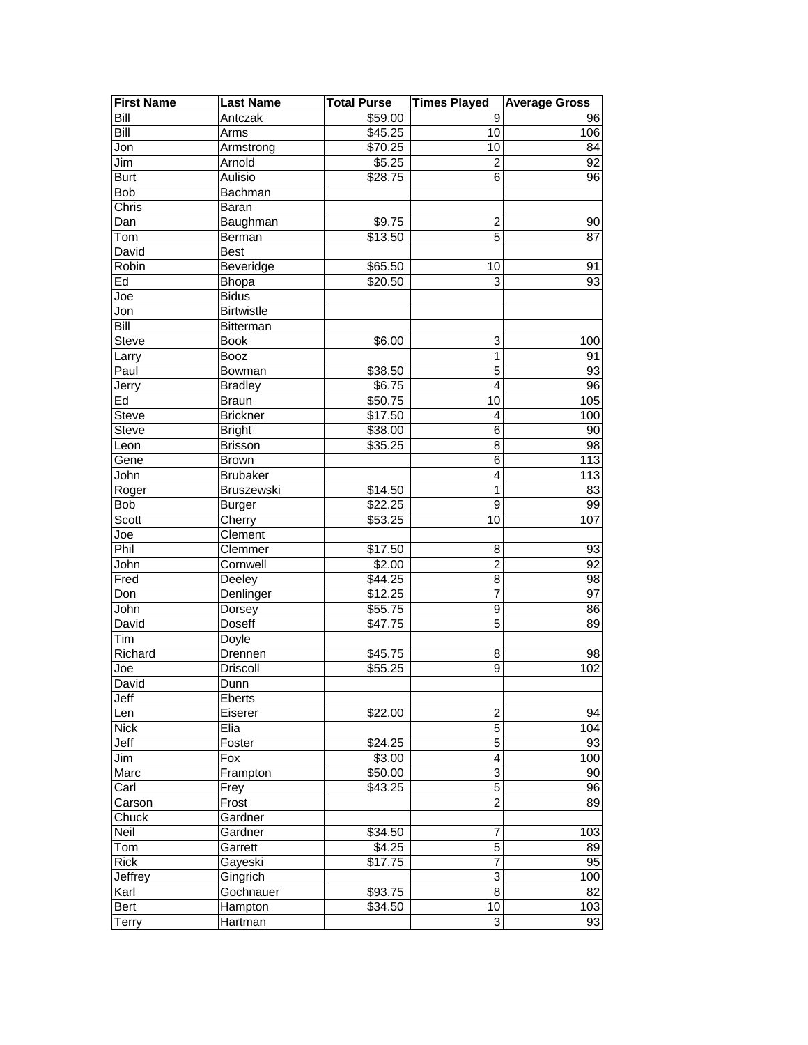| First Name | Last Name | Total Purse | Times Played | Average Gross |
|---|---|---|---|---|
| Bill | Antczak | $59.00 | 9 | 96 |
| Bill | Arms | $45.25 | 10 | 106 |
| Jon | Armstrong | $70.25 | 10 | 84 |
| Jim | Arnold | $5.25 | 2 | 92 |
| Burt | Aulisio | $28.75 | 6 | 96 |
| Bob | Bachman | | | |
| Chris | Baran | | | |
| Dan | Baughman | $9.75 | 2 | 90 |
| Tom | Berman | $13.50 | 5 | 87 |
| David | Best | | | |
| Robin | Beveridge | $65.50 | 10 | 91 |
| Ed | Bhopa | $20.50 | 3 | 93 |
| Joe | Bidus | | | |
| Jon | Birtwistle | | | |
| Bill | Bitterman | | | |
| Steve | Book | $6.00 | 3 | 100 |
| Larry | Booz | | 1 | 91 |
| Paul | Bowman | $38.50 | 5 | 93 |
| Jerry | Bradley | $6.75 | 4 | 96 |
| Ed | Braun | $50.75 | 10 | 105 |
| Steve | Brickner | $17.50 | 4 | 100 |
| Steve | Bright | $38.00 | 6 | 90 |
| Leon | Brisson | $35.25 | 8 | 98 |
| Gene | Brown | | 6 | 113 |
| John | Brubaker | | 4 | 113 |
| Roger | Bruszewski | $14.50 | 1 | 83 |
| Bob | Burger | $22.25 | 9 | 99 |
| Scott | Cherry | $53.25 | 10 | 107 |
| Joe | Clement | | | |
| Phil | Clemmer | $17.50 | 8 | 93 |
| John | Cornwell | $2.00 | 2 | 92 |
| Fred | Deeley | $44.25 | 8 | 98 |
| Don | Denlinger | $12.25 | 7 | 97 |
| John | Dorsey | $55.75 | 9 | 86 |
| David | Doseff | $47.75 | 5 | 89 |
| Tim | Doyle | | | |
| Richard | Drennen | $45.75 | 8 | 98 |
| Joe | Driscoll | $55.25 | 9 | 102 |
| David | Dunn | | | |
| Jeff | Eberts | | | |
| Len | Eiserer | $22.00 | 2 | 94 |
| Nick | Elia | | 5 | 104 |
| Jeff | Foster | $24.25 | 5 | 93 |
| Jim | Fox | $3.00 | 4 | 100 |
| Marc | Frampton | $50.00 | 3 | 90 |
| Carl | Frey | $43.25 | 5 | 96 |
| Carson | Frost | | 2 | 89 |
| Chuck | Gardner | | | |
| Neil | Gardner | $34.50 | 7 | 103 |
| Tom | Garrett | $4.25 | 5 | 89 |
| Rick | Gayeski | $17.75 | 7 | 95 |
| Jeffrey | Gingrich | | 3 | 100 |
| Karl | Gochnauer | $93.75 | 8 | 82 |
| Bert | Hampton | $34.50 | 10 | 103 |
| Terry | Hartman | | 3 | 93 |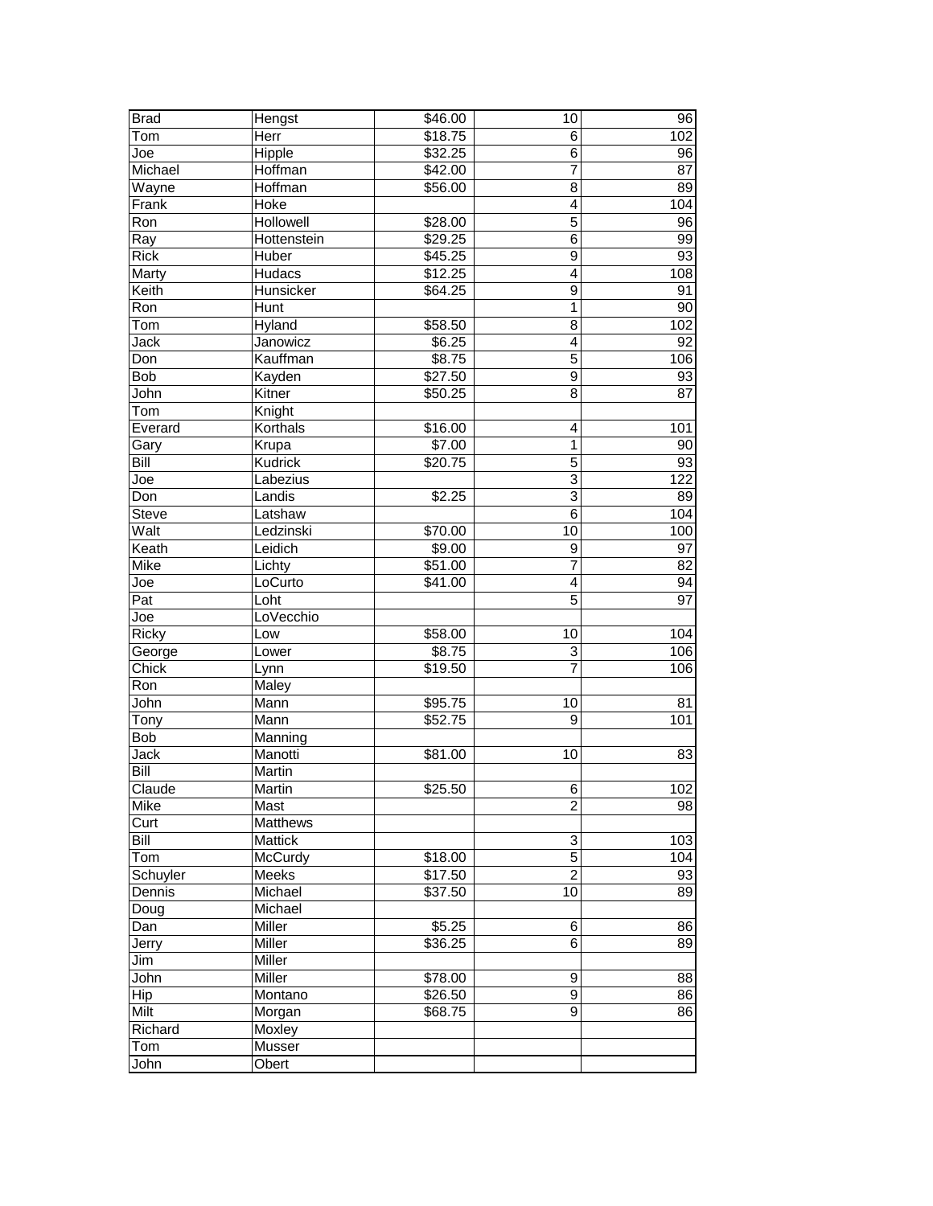| | | | | |
|---|---|---|---|---|
| Brad | Hengst | $46.00 | 10 | 96 |
| Tom | Herr | $18.75 | 6 | 102 |
| Joe | Hipple | $32.25 | 6 | 96 |
| Michael | Hoffman | $42.00 | 7 | 87 |
| Wayne | Hoffman | $56.00 | 8 | 89 |
| Frank | Hoke | | 4 | 104 |
| Ron | Hollowell | $28.00 | 5 | 96 |
| Ray | Hottenstein | $29.25 | 6 | 99 |
| Rick | Huber | $45.25 | 9 | 93 |
| Marty | Hudacs | $12.25 | 4 | 108 |
| Keith | Hunsicker | $64.25 | 9 | 91 |
| Ron | Hunt | | 1 | 90 |
| Tom | Hyland | $58.50 | 8 | 102 |
| Jack | Janowicz | $6.25 | 4 | 92 |
| Don | Kauffman | $8.75 | 5 | 106 |
| Bob | Kayden | $27.50 | 9 | 93 |
| John | Kitner | $50.25 | 8 | 87 |
| Tom | Knight | | | |
| Everard | Korthals | $16.00 | 4 | 101 |
| Gary | Krupa | $7.00 | 1 | 90 |
| Bill | Kudrick | $20.75 | 5 | 93 |
| Joe | Labezius | | 3 | 122 |
| Don | Landis | $2.25 | 3 | 89 |
| Steve | Latshaw | | 6 | 104 |
| Walt | Ledzinski | $70.00 | 10 | 100 |
| Keath | Leidich | $9.00 | 9 | 97 |
| Mike | Lichty | $51.00 | 7 | 82 |
| Joe | LoCurto | $41.00 | 4 | 94 |
| Pat | Loht | | 5 | 97 |
| Joe | LoVecchio | | | |
| Ricky | Low | $58.00 | 10 | 104 |
| George | Lower | $8.75 | 3 | 106 |
| Chick | Lynn | $19.50 | 7 | 106 |
| Ron | Maley | | | |
| John | Mann | $95.75 | 10 | 81 |
| Tony | Mann | $52.75 | 9 | 101 |
| Bob | Manning | | | |
| Jack | Manotti | $81.00 | 10 | 83 |
| Bill | Martin | | | |
| Claude | Martin | $25.50 | 6 | 102 |
| Mike | Mast | | 2 | 98 |
| Curt | Matthews | | | |
| Bill | Mattick | | 3 | 103 |
| Tom | McCurdy | $18.00 | 5 | 104 |
| Schuyler | Meeks | $17.50 | 2 | 93 |
| Dennis | Michael | $37.50 | 10 | 89 |
| Doug | Michael | | | |
| Dan | Miller | $5.25 | 6 | 86 |
| Jerry | Miller | $36.25 | 6 | 89 |
| Jim | Miller | | | |
| John | Miller | $78.00 | 9 | 88 |
| Hip | Montano | $26.50 | 9 | 86 |
| Milt | Morgan | $68.75 | 9 | 86 |
| Richard | Moxley | | | |
| Tom | Musser | | | |
| John | Obert | | | |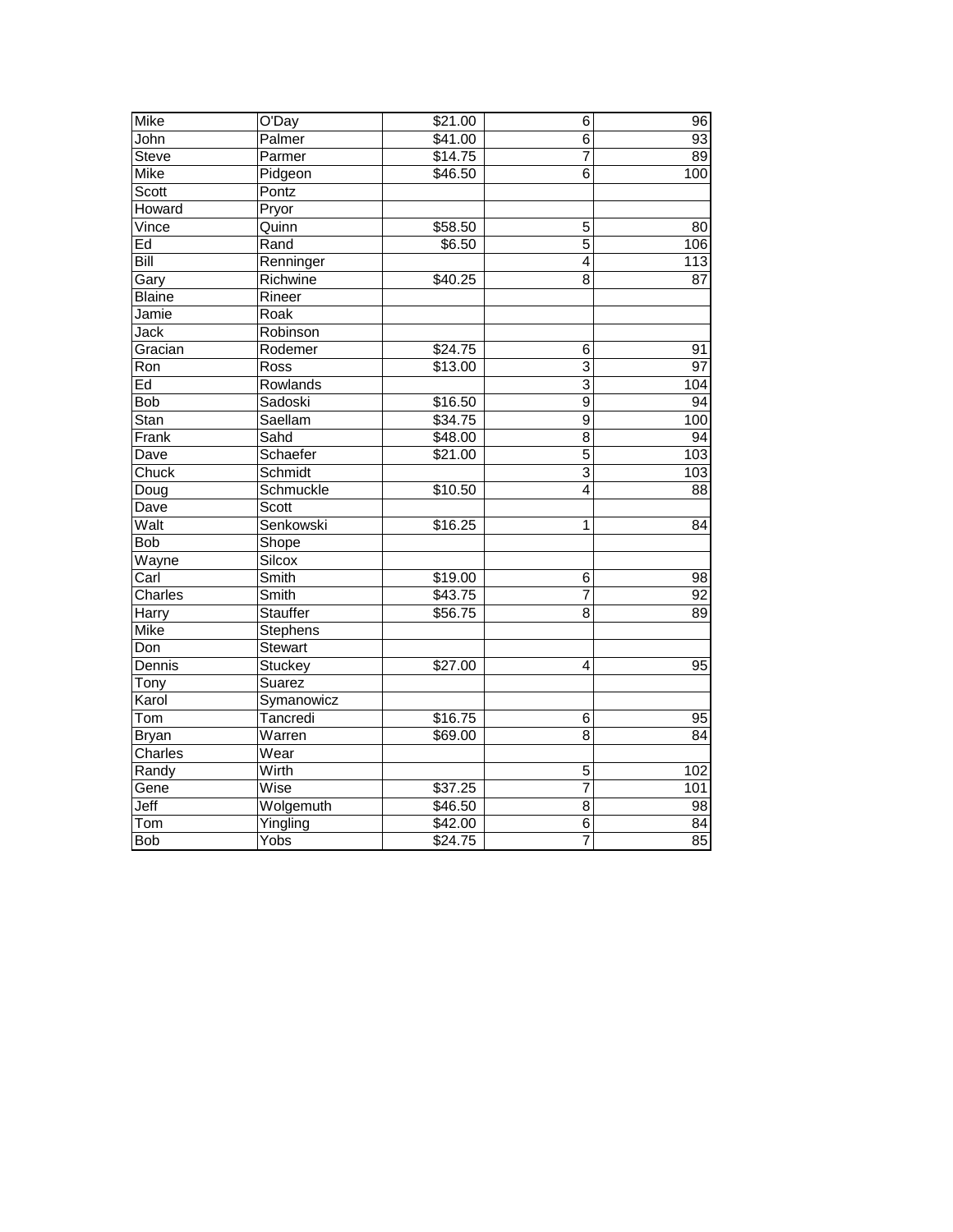| | | | | |
|---|---|---|---|---|
| Mike | O'Day | $21.00 | 6 | 96 |
| John | Palmer | $41.00 | 6 | 93 |
| Steve | Parmer | $14.75 | 7 | 89 |
| Mike | Pidgeon | $46.50 | 6 | 100 |
| Scott | Pontz | | | |
| Howard | Pryor | | | |
| Vince | Quinn | $58.50 | 5 | 80 |
| Ed | Rand | $6.50 | 5 | 106 |
| Bill | Renninger | | 4 | 113 |
| Gary | Richwine | $40.25 | 8 | 87 |
| Blaine | Rineer | | | |
| Jamie | Roak | | | |
| Jack | Robinson | | | |
| Gracian | Rodemer | $24.75 | 6 | 91 |
| Ron | Ross | $13.00 | 3 | 97 |
| Ed | Rowlands | | 3 | 104 |
| Bob | Sadoski | $16.50 | 9 | 94 |
| Stan | Saellam | $34.75 | 9 | 100 |
| Frank | Sahd | $48.00 | 8 | 94 |
| Dave | Schaefer | $21.00 | 5 | 103 |
| Chuck | Schmidt | | 3 | 103 |
| Doug | Schmuckle | $10.50 | 4 | 88 |
| Dave | Scott | | | |
| Walt | Senkowski | $16.25 | 1 | 84 |
| Bob | Shope | | | |
| Wayne | Silcox | | | |
| Carl | Smith | $19.00 | 6 | 98 |
| Charles | Smith | $43.75 | 7 | 92 |
| Harry | Stauffer | $56.75 | 8 | 89 |
| Mike | Stephens | | | |
| Don | Stewart | | | |
| Dennis | Stuckey | $27.00 | 4 | 95 |
| Tony | Suarez | | | |
| Karol | Symanowicz | | | |
| Tom | Tancredi | $16.75 | 6 | 95 |
| Bryan | Warren | $69.00 | 8 | 84 |
| Charles | Wear | | | |
| Randy | Wirth | | 5 | 102 |
| Gene | Wise | $37.25 | 7 | 101 |
| Jeff | Wolgemuth | $46.50 | 8 | 98 |
| Tom | Yingling | $42.00 | 6 | 84 |
| Bob | Yobs | $24.75 | 7 | 85 |